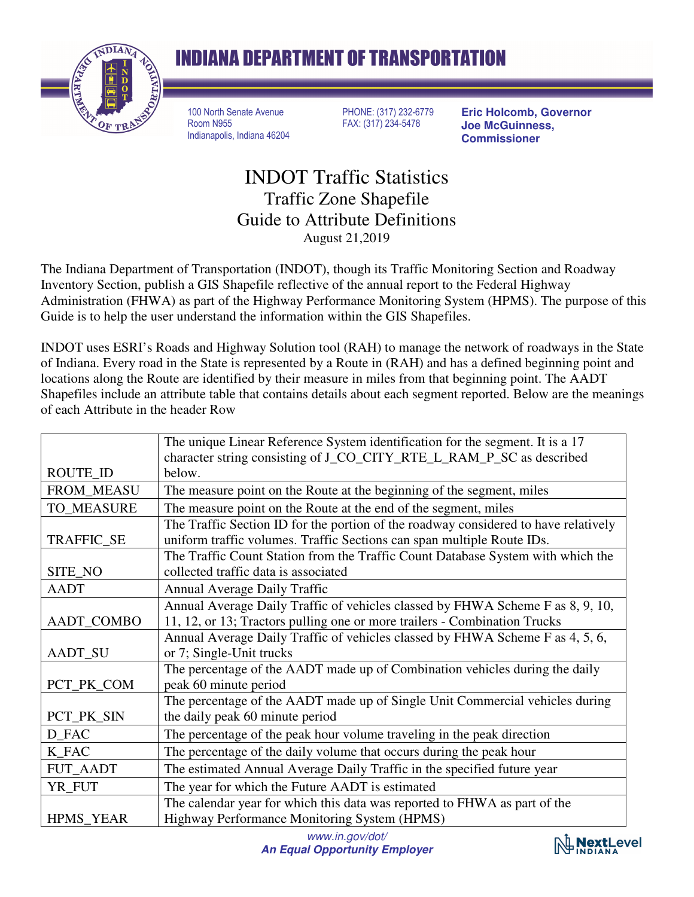# INDIANA DEPARTMENT OF TRANSPORTATION

100 North Senate Avenue
Room N955
Indianapolis, Indiana 46204

PHONE: (317) 232-6779
FAX: (317) 234-5478

**Eric Holcomb, Governor**
**Joe McGuinness, Commissioner**

# INDOT Traffic Statistics
## Traffic Zone Shapefile
## Guide to Attribute Definitions

August 21,2019

The Indiana Department of Transportation (INDOT), though its Traffic Monitoring Section and Roadway Inventory Section, publish a GIS Shapefile reflective of the annual report to the Federal Highway Administration (FHWA) as part of the Highway Performance Monitoring System (HPMS). The purpose of this Guide is to help the user understand the information within the GIS Shapefiles.

INDOT uses ESRI's Roads and Highway Solution tool (RAH) to manage the network of roadways in the State of Indiana. Every road in the State is represented by a Route in (RAH) and has a defined beginning point and locations along the Route are identified by their measure in miles from that beginning point. The AADT Shapefiles include an attribute table that contains details about each segment reported. Below are the meanings of each Attribute in the header Row

| Attribute | Definition |
|---|---|
| ROUTE_ID | The unique Linear Reference System identification for the segment. It is a 17 character string consisting of J_CO_CITY_RTE_L_RAM_P_SC as described below. |
| FROM_MEASU | The measure point on the Route at the beginning of the segment, miles |
| TO_MEASURE | The measure point on the Route at the end of the segment, miles |
| TRAFFIC_SE | The Traffic Section ID for the portion of the roadway considered to have relatively uniform traffic volumes. Traffic Sections can span multiple Route IDs. |
| SITE_NO | The Traffic Count Station from the Traffic Count Database System with which the collected traffic data is associated |
| AADT | Annual Average Daily Traffic |
| AADT_COMBO | Annual Average Daily Traffic of vehicles classed by FHWA Scheme F as 8, 9, 10, 11, 12, or 13; Tractors pulling one or more trailers - Combination Trucks |
| AADT_SU | Annual Average Daily Traffic of vehicles classed by FHWA Scheme F as 4, 5, 6, or 7; Single-Unit trucks |
| PCT_PK_COM | The percentage of the AADT made up of Combination vehicles during the daily peak 60 minute period |
| PCT_PK_SIN | The percentage of the AADT made up of Single Unit Commercial vehicles during the daily peak 60 minute period |
| D_FAC | The percentage of the peak hour volume traveling in the peak direction |
| K_FAC | The percentage of the daily volume that occurs during the peak hour |
| FUT_AADT | The estimated Annual Average Daily Traffic in the specified future year |
| YR_FUT | The year for which the Future AADT is estimated |
| HPMS_YEAR | The calendar year for which this data was reported to FHWA as part of the Highway Performance Monitoring System (HPMS) |

*www.in.gov/dot/*
***An Equal Opportunity Employer***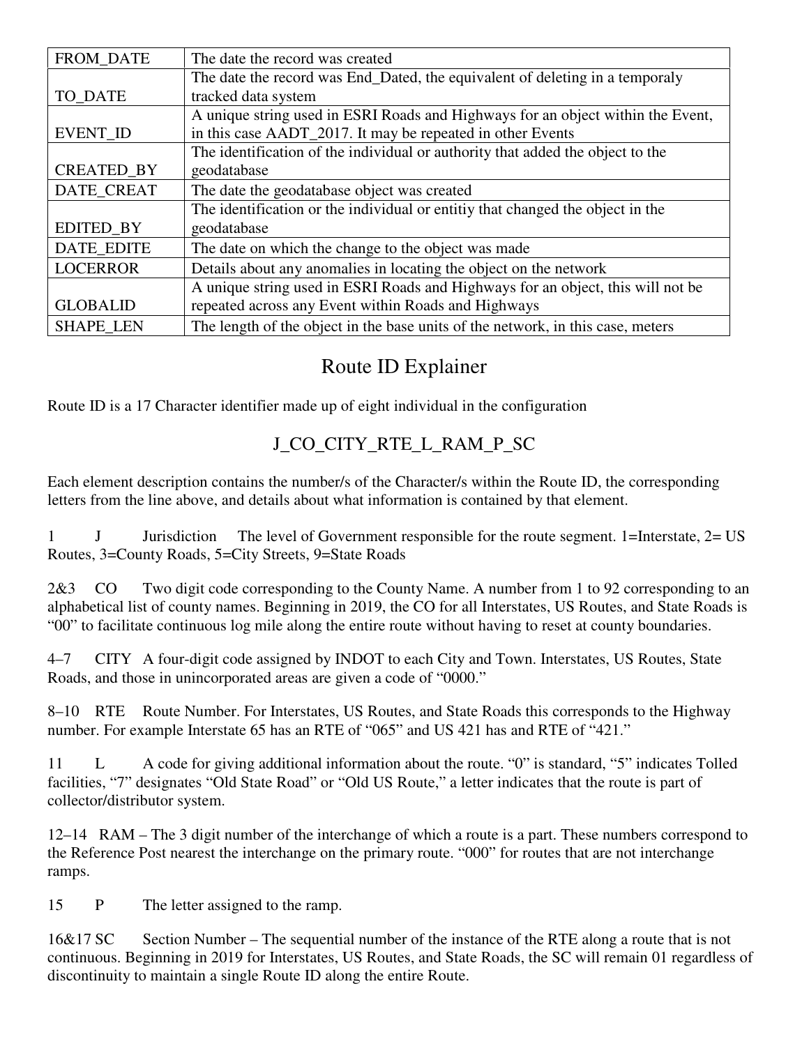| | |
|---|---|
| FROM_DATE | The date the record was created |
| TO_DATE | The date the record was End_Dated, the equivalent of deleting in a temporaly tracked data system |
| EVENT_ID | A unique string used in ESRI Roads and Highways for an object within the Event, in this case AADT_2017. It may be repeated in other Events |
| CREATED_BY | The identification of the individual or authority that added the object to the geodatabase |
| DATE_CREAT | The date the geodatabase object was created |
| EDITED_BY | The identification or the individual or entitiy that changed the object in the geodatabase |
| DATE_EDITE | The date on which the change to the object was made |
| LOCERROR | Details about any anomalies in locating the object on the network |
| GLOBALID | A unique string used in ESRI Roads and Highways for an object, this will not be repeated across any Event within Roads and Highways |
| SHAPE_LEN | The length of the object in the base units of the network, in this case, meters |

# Route ID Explainer

Route ID is a 17 Character identifier made up of eight individual in the configuration

J_CO_CITY_RTE_L_RAM_P_SC

Each element description contains the number/s of the Character/s within the Route ID, the corresponding letters from the line above, and details about what information is contained by that element.

1 J Jurisdiction The level of Government responsible for the route segment. 1=Interstate, 2= US Routes, 3=County Roads, 5=City Streets, 9=State Roads

2&3 CO Two digit code corresponding to the County Name. A number from 1 to 92 corresponding to an alphabetical list of county names. Beginning in 2019, the CO for all Interstates, US Routes, and State Roads is "00" to facilitate continuous log mile along the entire route without having to reset at county boundaries.

4–7 CITY A four-digit code assigned by INDOT to each City and Town. Interstates, US Routes, State Roads, and those in unincorporated areas are given a code of "0000."

8–10 RTE Route Number. For Interstates, US Routes, and State Roads this corresponds to the Highway number. For example Interstate 65 has an RTE of "065" and US 421 has and RTE of "421."

11 L A code for giving additional information about the route. "0" is standard, "5" indicates Tolled facilities, "7" designates "Old State Road" or "Old US Route," a letter indicates that the route is part of collector/distributor system.

12–14 RAM – The 3 digit number of the interchange of which a route is a part. These numbers correspond to the Reference Post nearest the interchange on the primary route. "000" for routes that are not interchange ramps.

15 P The letter assigned to the ramp.

16&17 SC Section Number – The sequential number of the instance of the RTE along a route that is not continuous. Beginning in 2019 for Interstates, US Routes, and State Roads, the SC will remain 01 regardless of discontinuity to maintain a single Route ID along the entire Route.